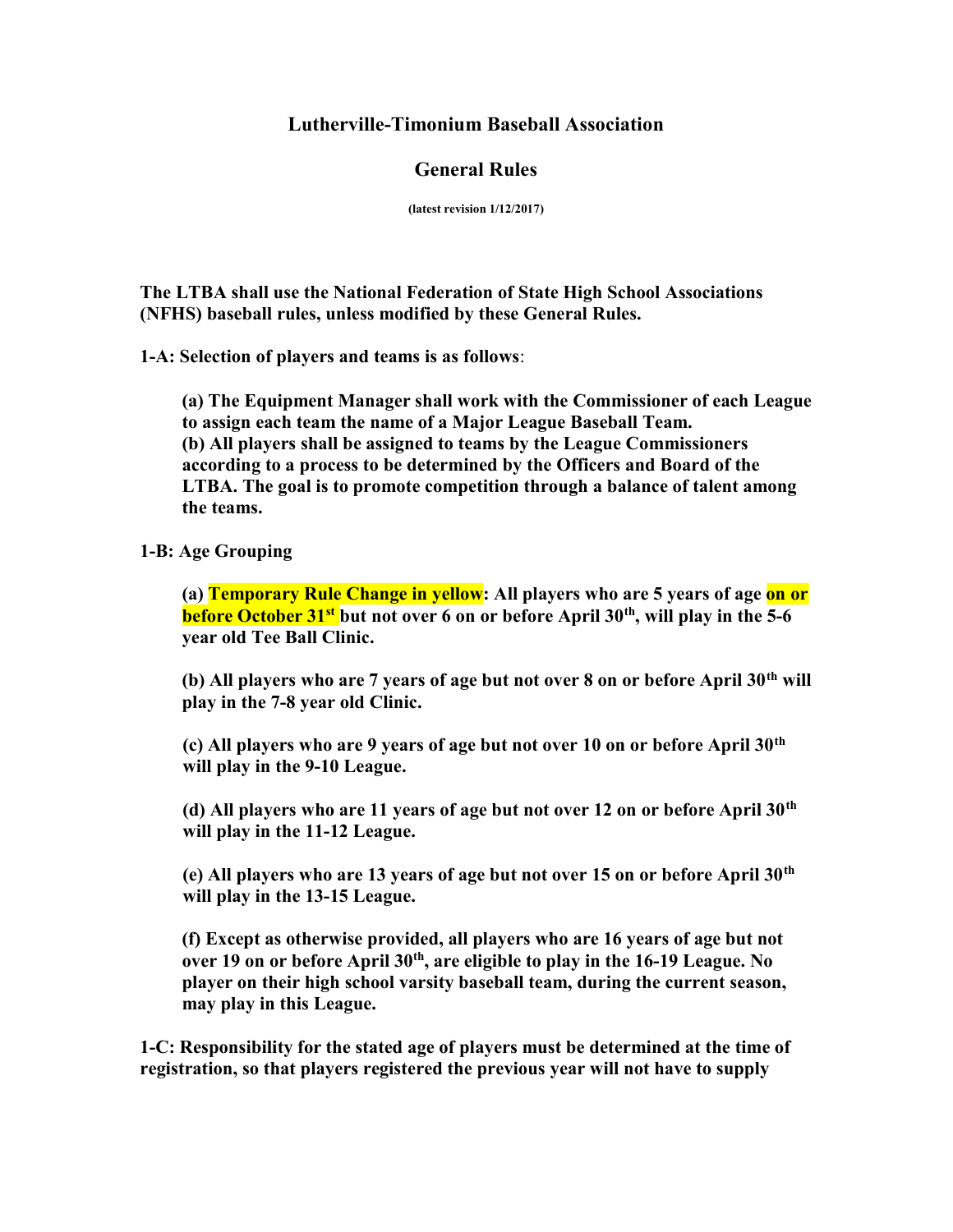# Lutherville-Timonium Baseball Association

## General Rules

**(latest revision 1/12/2017)**

**The LTBA shall use the National Federation of State High School Associations (NFHS) baseball rules, unless modified by these General Rules.**

**1-A: Selection of players and teams is as follows**:

> **(a) The Equipment Manager shall work with the Commissioner of each League to assign each team the name of a Major League Baseball Team.**
> **(b) All players shall be assigned to teams by the League Commissioners according to a process to be determined by the Officers and Board of the LTBA. The goal is to promote competition through a balance of talent among the teams.**

**1-B: Age Grouping**

> **(a) Temporary Rule Change in yellow: All players who are 5 years of age on or before October 31st but not over 6 on or before April 30th, will play in the 5-6 year old Tee Ball Clinic.**
>
> **(b) All players who are 7 years of age but not over 8 on or before April 30th will play in the 7-8 year old Clinic.**
>
> **(c) All players who are 9 years of age but not over 10 on or before April 30th will play in the 9-10 League.**
>
> **(d) All players who are 11 years of age but not over 12 on or before April 30th will play in the 11-12 League.**
>
> **(e) All players who are 13 years of age but not over 15 on or before April 30th will play in the 13-15 League.**
>
> **(f) Except as otherwise provided, all players who are 16 years of age but not over 19 on or before April 30th, are eligible to play in the 16-19 League. No player on their high school varsity baseball team, during the current season, may play in this League.**

**1-C: Responsibility for the stated age of players must be determined at the time of registration, so that players registered the previous year will not have to supply**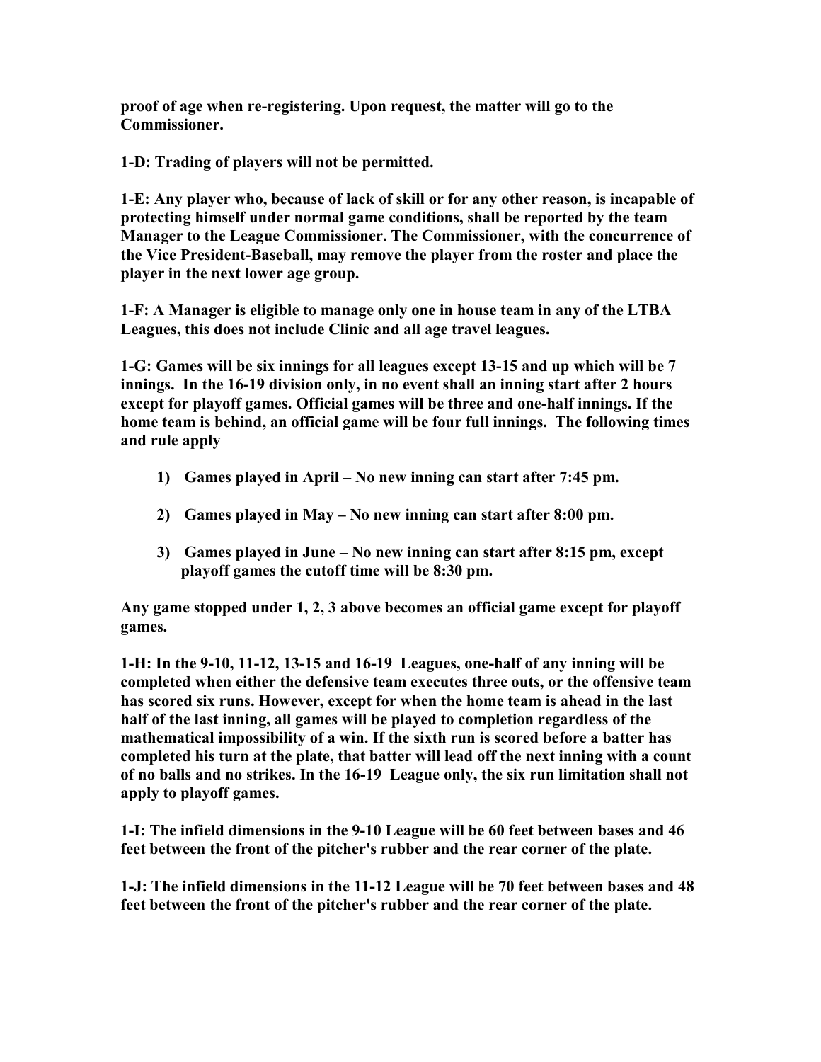**proof of age when re-registering. Upon request, the matter will go to the Commissioner.**

**1-D: Trading of players will not be permitted.**

**1-E: Any player who, because of lack of skill or for any other reason, is incapable of protecting himself under normal game conditions, shall be reported by the team Manager to the League Commissioner. The Commissioner, with the concurrence of the Vice President-Baseball, may remove the player from the roster and place the player in the next lower age group.**

**1-F: A Manager is eligible to manage only one in house team in any of the LTBA Leagues, this does not include Clinic and all age travel leagues.**

**1-G: Games will be six innings for all leagues except 13-15 and up which will be 7 innings. In the 16-19 division only, in no event shall an inning start after 2 hours except for playoff games. Official games will be three and one-half innings. If the home team is behind, an official game will be four full innings. The following times and rule apply**

1) **Games played in April – No new inning can start after 7:45 pm.**

2) **Games played in May – No new inning can start after 8:00 pm.**

3) **Games played in June – No new inning can start after 8:15 pm, except playoff games the cutoff time will be 8:30 pm.**

**Any game stopped under 1, 2, 3 above becomes an official game except for playoff games.**

**1-H: In the 9-10, 11-12, 13-15 and 16-19 Leagues, one-half of any inning will be completed when either the defensive team executes three outs, or the offensive team has scored six runs. However, except for when the home team is ahead in the last half of the last inning, all games will be played to completion regardless of the mathematical impossibility of a win. If the sixth run is scored before a batter has completed his turn at the plate, that batter will lead off the next inning with a count of no balls and no strikes. In the 16-19 League only, the six run limitation shall not apply to playoff games.**

**1-I: The infield dimensions in the 9-10 League will be 60 feet between bases and 46 feet between the front of the pitcher's rubber and the rear corner of the plate.**

**1-J: The infield dimensions in the 11-12 League will be 70 feet between bases and 48 feet between the front of the pitcher's rubber and the rear corner of the plate.**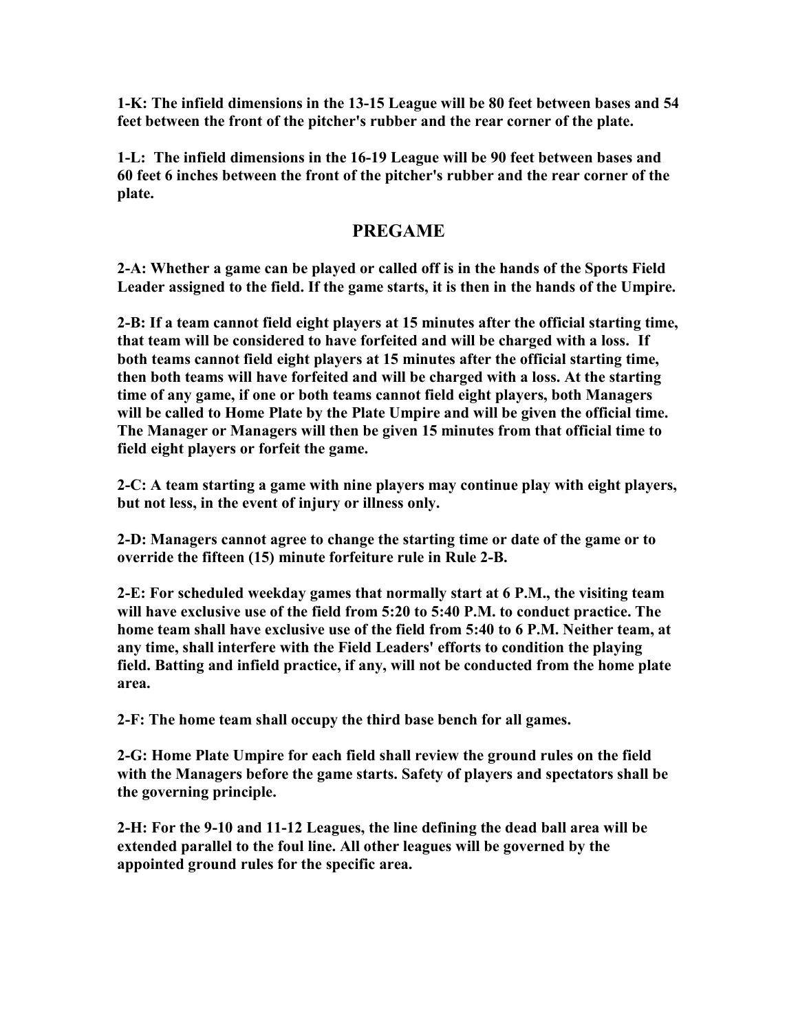**1-K: The infield dimensions in the 13-15 League will be 80 feet between bases and 54 feet between the front of the pitcher's rubber and the rear corner of the plate.**

**1-L: The infield dimensions in the 16-19 League will be 90 feet between bases and 60 feet 6 inches between the front of the pitcher's rubber and the rear corner of the plate.**

## PREGAME

**2-A: Whether a game can be played or called off is in the hands of the Sports Field Leader assigned to the field. If the game starts, it is then in the hands of the Umpire.**

**2-B: If a team cannot field eight players at 15 minutes after the official starting time, that team will be considered to have forfeited and will be charged with a loss. If both teams cannot field eight players at 15 minutes after the official starting time, then both teams will have forfeited and will be charged with a loss. At the starting time of any game, if one or both teams cannot field eight players, both Managers will be called to Home Plate by the Plate Umpire and will be given the official time. The Manager or Managers will then be given 15 minutes from that official time to field eight players or forfeit the game.**

**2-C: A team starting a game with nine players may continue play with eight players, but not less, in the event of injury or illness only.**

**2-D: Managers cannot agree to change the starting time or date of the game or to override the fifteen (15) minute forfeiture rule in Rule 2-B.**

**2-E: For scheduled weekday games that normally start at 6 P.M., the visiting team will have exclusive use of the field from 5:20 to 5:40 P.M. to conduct practice. The home team shall have exclusive use of the field from 5:40 to 6 P.M. Neither team, at any time, shall interfere with the Field Leaders' efforts to condition the playing field. Batting and infield practice, if any, will not be conducted from the home plate area.**

**2-F: The home team shall occupy the third base bench for all games.**

**2-G: Home Plate Umpire for each field shall review the ground rules on the field with the Managers before the game starts. Safety of players and spectators shall be the governing principle.**

**2-H: For the 9-10 and 11-12 Leagues, the line defining the dead ball area will be extended parallel to the foul line. All other leagues will be governed by the appointed ground rules for the specific area.**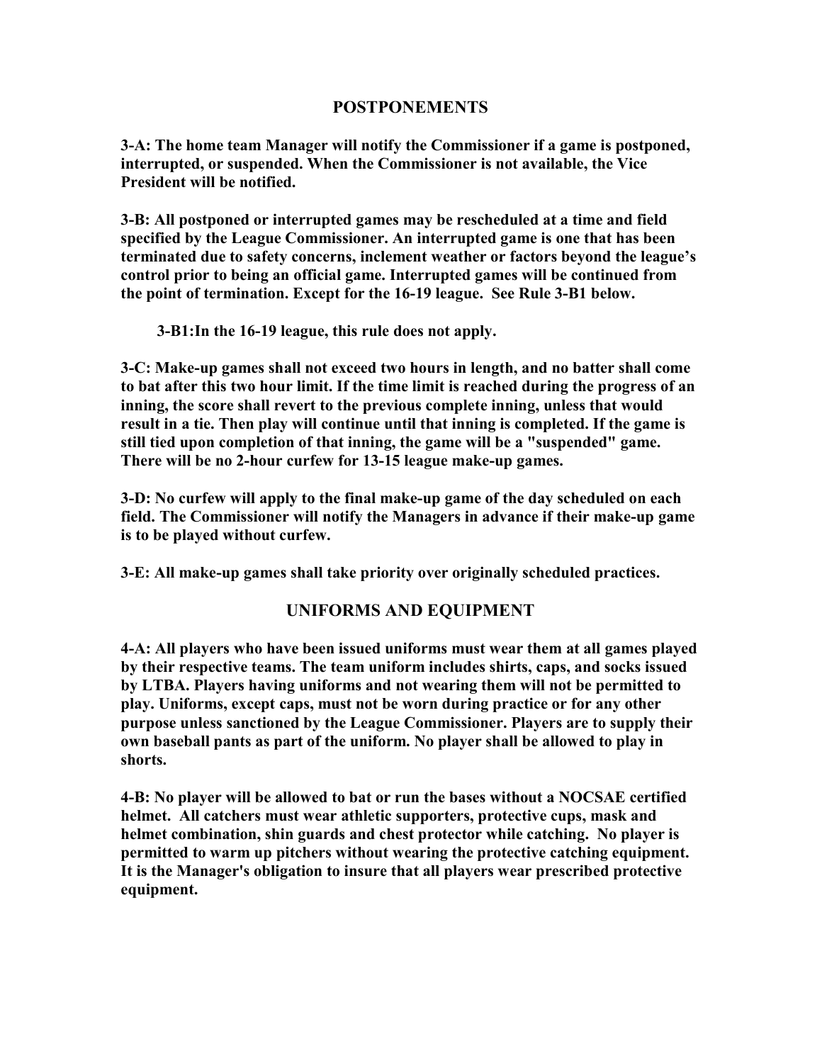## POSTPONEMENTS

**3-A: The home team Manager will notify the Commissioner if a game is postponed, interrupted, or suspended. When the Commissioner is not available, the Vice President will be notified.**

**3-B: All postponed or interrupted games may be rescheduled at a time and field specified by the League Commissioner. An interrupted game is one that has been terminated due to safety concerns, inclement weather or factors beyond the league's control prior to being an official game. Interrupted games will be continued from the point of termination. Except for the 16-19 league. See Rule 3-B1 below.**

**3-B1:In the 16-19 league, this rule does not apply.**

**3-C: Make-up games shall not exceed two hours in length, and no batter shall come to bat after this two hour limit. If the time limit is reached during the progress of an inning, the score shall revert to the previous complete inning, unless that would result in a tie. Then play will continue until that inning is completed. If the game is still tied upon completion of that inning, the game will be a "suspended" game. There will be no 2-hour curfew for 13-15 league make-up games.**

**3-D: No curfew will apply to the final make-up game of the day scheduled on each field. The Commissioner will notify the Managers in advance if their make-up game is to be played without curfew.**

**3-E: All make-up games shall take priority over originally scheduled practices.**

## UNIFORMS AND EQUIPMENT

**4-A: All players who have been issued uniforms must wear them at all games played by their respective teams. The team uniform includes shirts, caps, and socks issued by LTBA. Players having uniforms and not wearing them will not be permitted to play. Uniforms, except caps, must not be worn during practice or for any other purpose unless sanctioned by the League Commissioner. Players are to supply their own baseball pants as part of the uniform. No player shall be allowed to play in shorts.**

**4-B: No player will be allowed to bat or run the bases without a NOCSAE certified helmet. All catchers must wear athletic supporters, protective cups, mask and helmet combination, shin guards and chest protector while catching. No player is permitted to warm up pitchers without wearing the protective catching equipment. It is the Manager's obligation to insure that all players wear prescribed protective equipment.**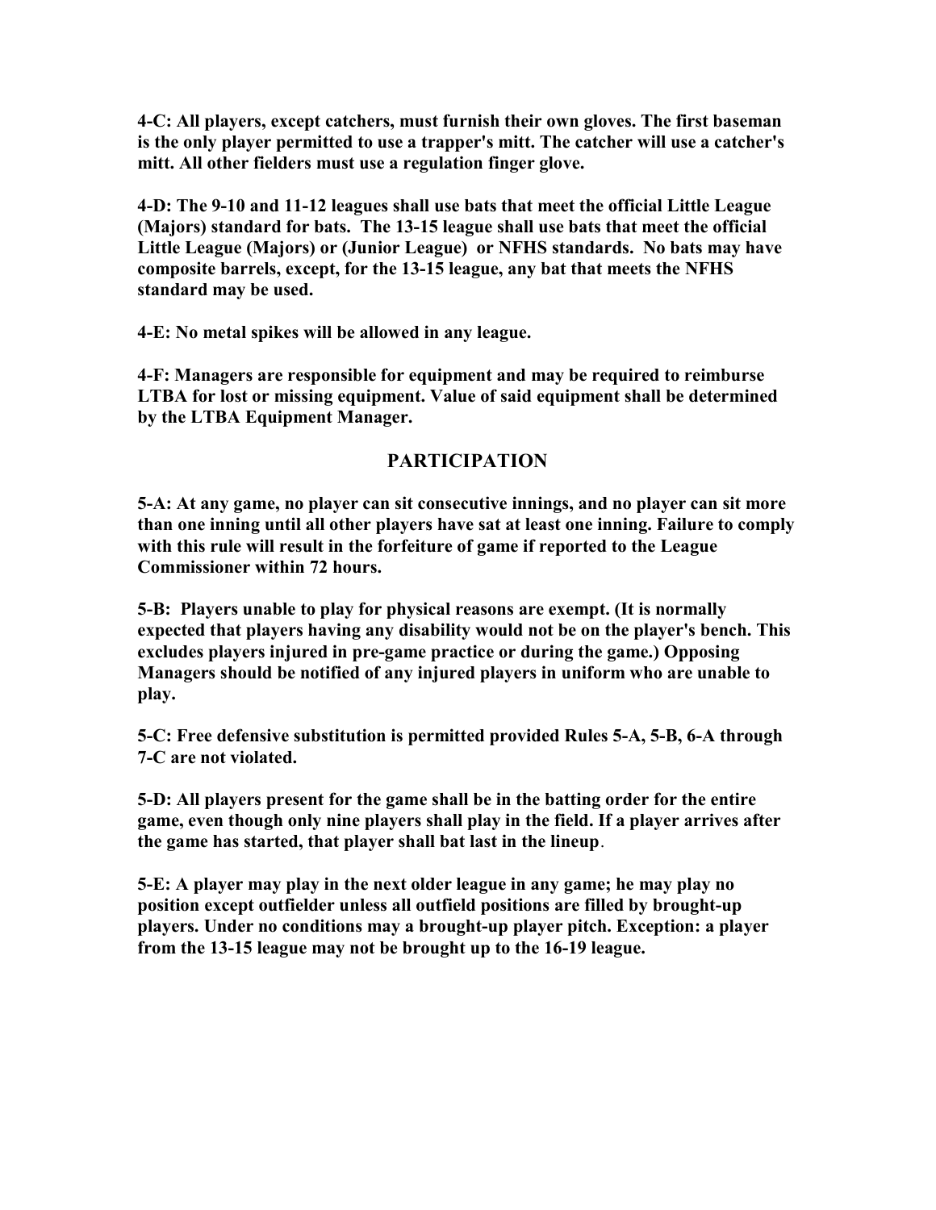**4-C: All players, except catchers, must furnish their own gloves. The first baseman is the only player permitted to use a trapper's mitt. The catcher will use a catcher's mitt. All other fielders must use a regulation finger glove.**

**4-D: The 9-10 and 11-12 leagues shall use bats that meet the official Little League (Majors) standard for bats. The 13-15 league shall use bats that meet the official Little League (Majors) or (Junior League) or NFHS standards. No bats may have composite barrels, except, for the 13-15 league, any bat that meets the NFHS standard may be used.**

**4-E: No metal spikes will be allowed in any league.**

**4-F: Managers are responsible for equipment and may be required to reimburse LTBA for lost or missing equipment. Value of said equipment shall be determined by the LTBA Equipment Manager.**

## PARTICIPATION

**5-A: At any game, no player can sit consecutive innings, and no player can sit more than one inning until all other players have sat at least one inning. Failure to comply with this rule will result in the forfeiture of game if reported to the League Commissioner within 72 hours.**

**5-B: Players unable to play for physical reasons are exempt. (It is normally expected that players having any disability would not be on the player's bench. This excludes players injured in pre-game practice or during the game.) Opposing Managers should be notified of any injured players in uniform who are unable to play.**

**5-C: Free defensive substitution is permitted provided Rules 5-A, 5-B, 6-A through 7-C are not violated.**

**5-D: All players present for the game shall be in the batting order for the entire game, even though only nine players shall play in the field. If a player arrives after the game has started, that player shall bat last in the lineup.**

**5-E: A player may play in the next older league in any game; he may play no position except outfielder unless all outfield positions are filled by brought-up players. Under no conditions may a brought-up player pitch. Exception: a player from the 13-15 league may not be brought up to the 16-19 league.**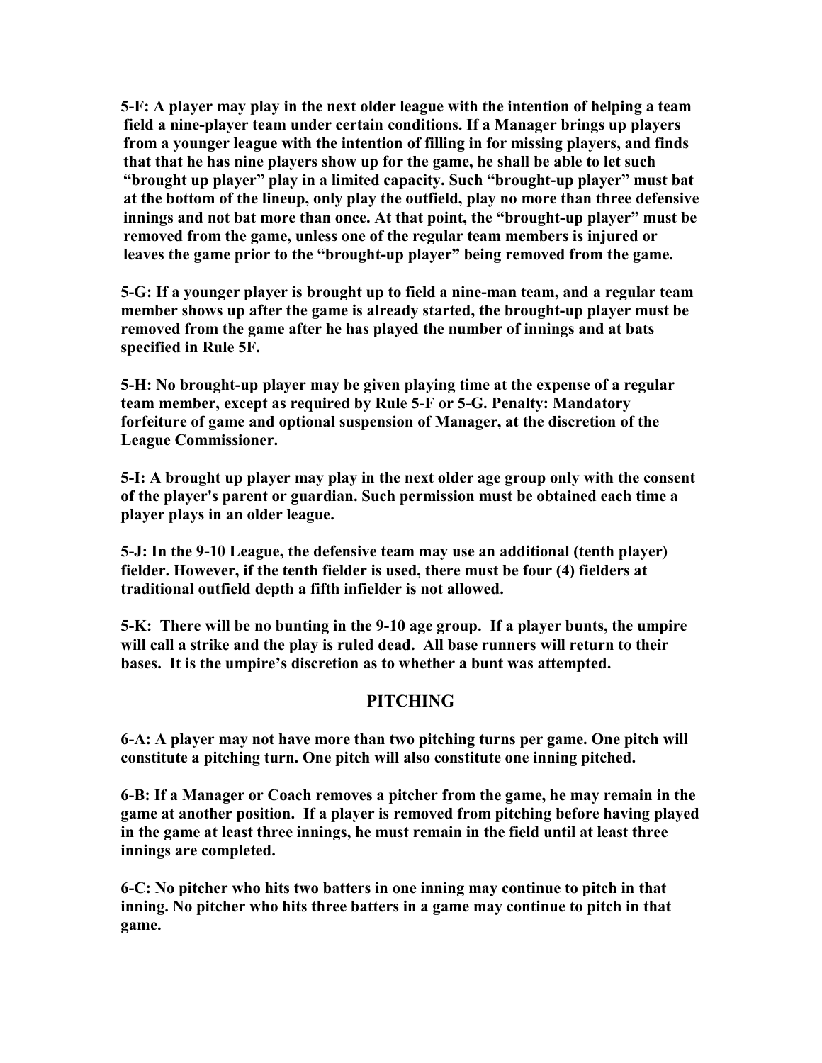**5-F: A player may play in the next older league with the intention of helping a team field a nine-player team under certain conditions. If a Manager brings up players from a younger league with the intention of filling in for missing players, and finds that that he has nine players show up for the game, he shall be able to let such "brought up player" play in a limited capacity. Such "brought-up player" must bat at the bottom of the lineup, only play the outfield, play no more than three defensive innings and not bat more than once. At that point, the "brought-up player" must be removed from the game, unless one of the regular team members is injured or leaves the game prior to the "brought-up player" being removed from the game.**

**5-G: If a younger player is brought up to field a nine-man team, and a regular team member shows up after the game is already started, the brought-up player must be removed from the game after he has played the number of innings and at bats specified in Rule 5F.**

**5-H: No brought-up player may be given playing time at the expense of a regular team member, except as required by Rule 5-F or 5-G. Penalty: Mandatory forfeiture of game and optional suspension of Manager, at the discretion of the League Commissioner.**

**5-I: A brought up player may play in the next older age group only with the consent of the player's parent or guardian. Such permission must be obtained each time a player plays in an older league.**

**5-J: In the 9-10 League, the defensive team may use an additional (tenth player) fielder. However, if the tenth fielder is used, there must be four (4) fielders at traditional outfield depth a fifth infielder is not allowed.**

**5-K: There will be no bunting in the 9-10 age group. If a player bunts, the umpire will call a strike and the play is ruled dead. All base runners will return to their bases. It is the umpire's discretion as to whether a bunt was attempted.**

## PITCHING

**6-A: A player may not have more than two pitching turns per game. One pitch will constitute a pitching turn. One pitch will also constitute one inning pitched.**

**6-B: If a Manager or Coach removes a pitcher from the game, he may remain in the game at another position. If a player is removed from pitching before having played in the game at least three innings, he must remain in the field until at least three innings are completed.**

**6-C: No pitcher who hits two batters in one inning may continue to pitch in that inning. No pitcher who hits three batters in a game may continue to pitch in that game.**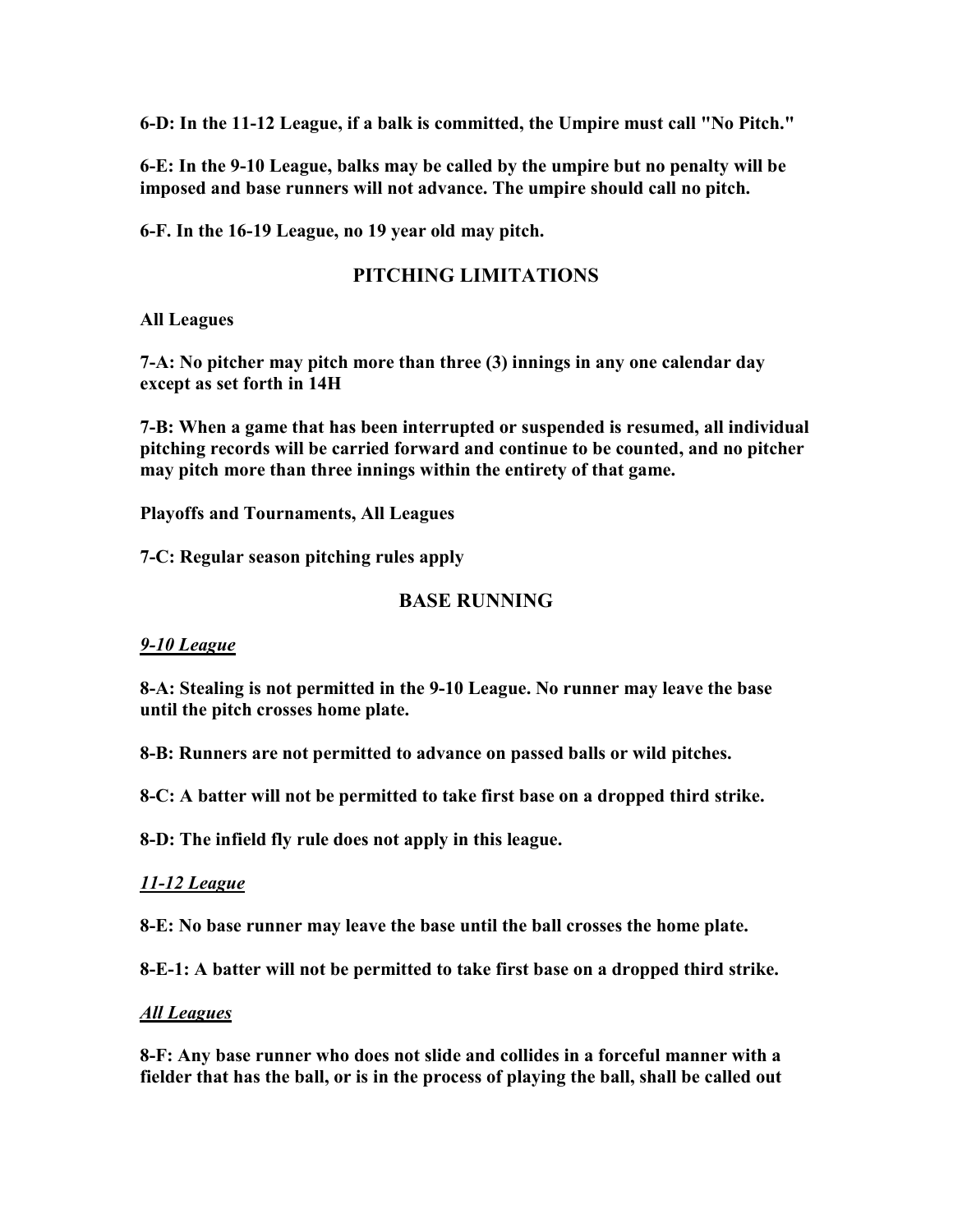**6-D: In the 11-12 League, if a balk is committed, the Umpire must call "No Pitch."**

**6-E: In the 9-10 League, balks may be called by the umpire but no penalty will be imposed and base runners will not advance. The umpire should call no pitch.**

**6-F. In the 16-19 League, no 19 year old may pitch.**

## PITCHING LIMITATIONS

**All Leagues**

**7-A: No pitcher may pitch more than three (3) innings in any one calendar day except as set forth in 14H**

**7-B: When a game that has been interrupted or suspended is resumed, all individual pitching records will be carried forward and continue to be counted, and no pitcher may pitch more than three innings within the entirety of that game.**

**Playoffs and Tournaments, All Leagues**

**7-C: Regular season pitching rules apply**

## BASE RUNNING

***9-10 League***

**8-A: Stealing is not permitted in the 9-10 League. No runner may leave the base until the pitch crosses home plate.**

**8-B: Runners are not permitted to advance on passed balls or wild pitches.**

**8-C: A batter will not be permitted to take first base on a dropped third strike.**

**8-D: The infield fly rule does not apply in this league.**

***11-12 League***

**8-E: No base runner may leave the base until the ball crosses the home plate.**

**8-E-1: A batter will not be permitted to take first base on a dropped third strike.**

***All Leagues***

**8-F: Any base runner who does not slide and collides in a forceful manner with a fielder that has the ball, or is in the process of playing the ball, shall be called out**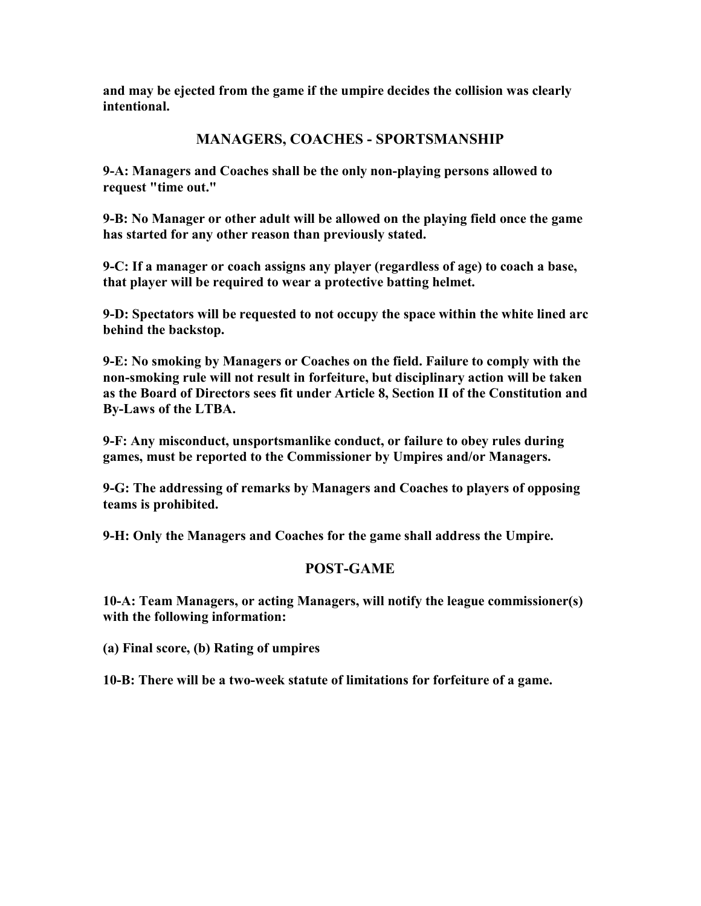**and may be ejected from the game if the umpire decides the collision was clearly intentional.**

## MANAGERS, COACHES - SPORTSMANSHIP

**9-A: Managers and Coaches shall be the only non-playing persons allowed to request "time out."**

**9-B: No Manager or other adult will be allowed on the playing field once the game has started for any other reason than previously stated.**

**9-C: If a manager or coach assigns any player (regardless of age) to coach a base, that player will be required to wear a protective batting helmet.**

**9-D: Spectators will be requested to not occupy the space within the white lined arc behind the backstop.**

**9-E: No smoking by Managers or Coaches on the field. Failure to comply with the non-smoking rule will not result in forfeiture, but disciplinary action will be taken as the Board of Directors sees fit under Article 8, Section II of the Constitution and By-Laws of the LTBA.**

**9-F: Any misconduct, unsportsmanlike conduct, or failure to obey rules during games, must be reported to the Commissioner by Umpires and/or Managers.**

**9-G: The addressing of remarks by Managers and Coaches to players of opposing teams is prohibited.**

**9-H: Only the Managers and Coaches for the game shall address the Umpire.**

## POST-GAME

**10-A: Team Managers, or acting Managers, will notify the league commissioner(s) with the following information:**

**(a) Final score, (b) Rating of umpires**

**10-B: There will be a two-week statute of limitations for forfeiture of a game.**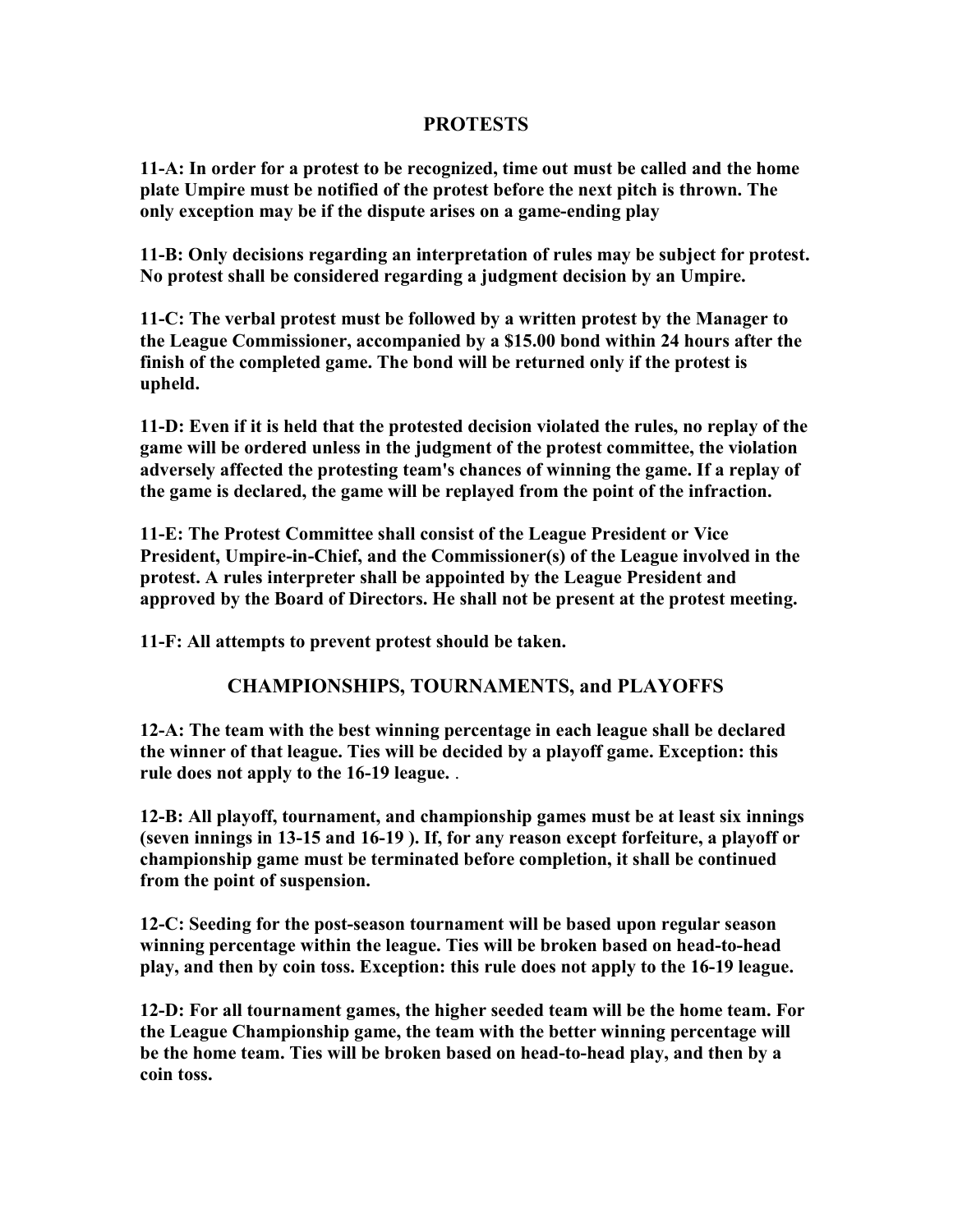## PROTESTS

**11-A: In order for a protest to be recognized, time out must be called and the home plate Umpire must be notified of the protest before the next pitch is thrown. The only exception may be if the dispute arises on a game-ending play**

**11-B: Only decisions regarding an interpretation of rules may be subject for protest. No protest shall be considered regarding a judgment decision by an Umpire.**

**11-C: The verbal protest must be followed by a written protest by the Manager to the League Commissioner, accompanied by a $15.00 bond within 24 hours after the finish of the completed game. The bond will be returned only if the protest is upheld.**

**11-D: Even if it is held that the protested decision violated the rules, no replay of the game will be ordered unless in the judgment of the protest committee, the violation adversely affected the protesting team's chances of winning the game. If a replay of the game is declared, the game will be replayed from the point of the infraction.**

**11-E: The Protest Committee shall consist of the League President or Vice President, Umpire-in-Chief, and the Commissioner(s) of the League involved in the protest. A rules interpreter shall be appointed by the League President and approved by the Board of Directors. He shall not be present at the protest meeting.**

**11-F: All attempts to prevent protest should be taken.**

## CHAMPIONSHIPS, TOURNAMENTS, and PLAYOFFS

**12-A: The team with the best winning percentage in each league shall be declared the winner of that league. Ties will be decided by a playoff game. Exception: this rule does not apply to the 16-19 league.** .

**12-B: All playoff, tournament, and championship games must be at least six innings (seven innings in 13-15 and 16-19 ). If, for any reason except forfeiture, a playoff or championship game must be terminated before completion, it shall be continued from the point of suspension.**

**12-C: Seeding for the post-season tournament will be based upon regular season winning percentage within the league. Ties will be broken based on head-to-head play, and then by coin toss. Exception: this rule does not apply to the 16-19 league.**

**12-D: For all tournament games, the higher seeded team will be the home team. For the League Championship game, the team with the better winning percentage will be the home team. Ties will be broken based on head-to-head play, and then by a coin toss.**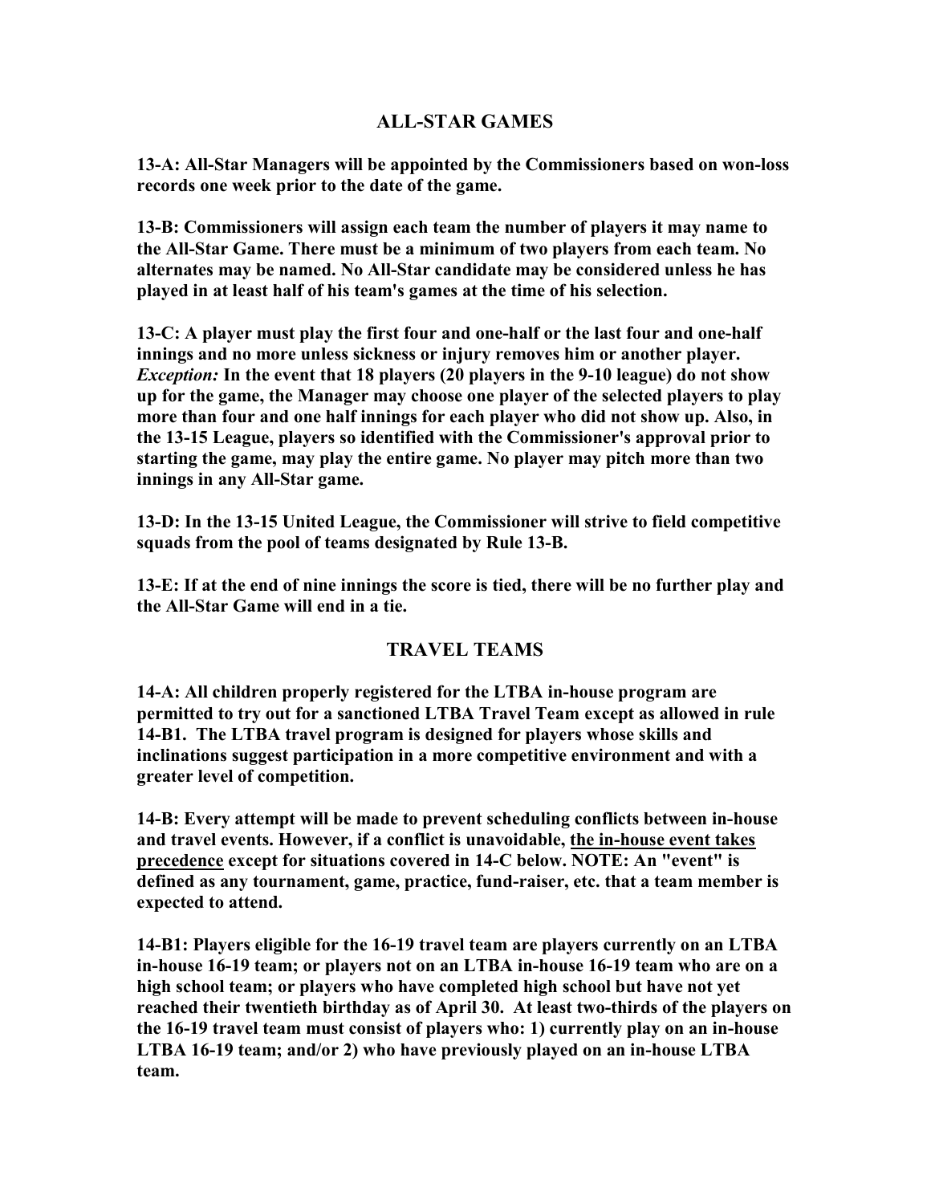## ALL-STAR GAMES

**13-A: All-Star Managers will be appointed by the Commissioners based on won-loss records one week prior to the date of the game.**

**13-B: Commissioners will assign each team the number of players it may name to the All-Star Game. There must be a minimum of two players from each team. No alternates may be named. No All-Star candidate may be considered unless he has played in at least half of his team's games at the time of his selection.**

**13-C: A player must play the first four and one-half or the last four and one-half innings and no more unless sickness or injury removes him or another player.** ***Exception:*** **In the event that 18 players (20 players in the 9-10 league) do not show up for the game, the Manager may choose one player of the selected players to play more than four and one half innings for each player who did not show up. Also, in the 13-15 League, players so identified with the Commissioner's approval prior to starting the game, may play the entire game. No player may pitch more than two innings in any All-Star game.**

**13-D: In the 13-15 United League, the Commissioner will strive to field competitive squads from the pool of teams designated by Rule 13-B.**

**13-E: If at the end of nine innings the score is tied, there will be no further play and the All-Star Game will end in a tie.**

## TRAVEL TEAMS

**14-A: All children properly registered for the LTBA in-house program are permitted to try out for a sanctioned LTBA Travel Team except as allowed in rule 14-B1. The LTBA travel program is designed for players whose skills and inclinations suggest participation in a more competitive environment and with a greater level of competition.**

**14-B: Every attempt will be made to prevent scheduling conflicts between in-house and travel events. However, if a conflict is unavoidable, <u>the in-house event takes precedence</u> except for situations covered in 14-C below. NOTE: An "event" is defined as any tournament, game, practice, fund-raiser, etc. that a team member is expected to attend.**

**14-B1: Players eligible for the 16-19 travel team are players currently on an LTBA in-house 16-19 team; or players not on an LTBA in-house 16-19 team who are on a high school team; or players who have completed high school but have not yet reached their twentieth birthday as of April 30. At least two-thirds of the players on the 16-19 travel team must consist of players who: 1) currently play on an in-house LTBA 16-19 team; and/or 2) who have previously played on an in-house LTBA team.**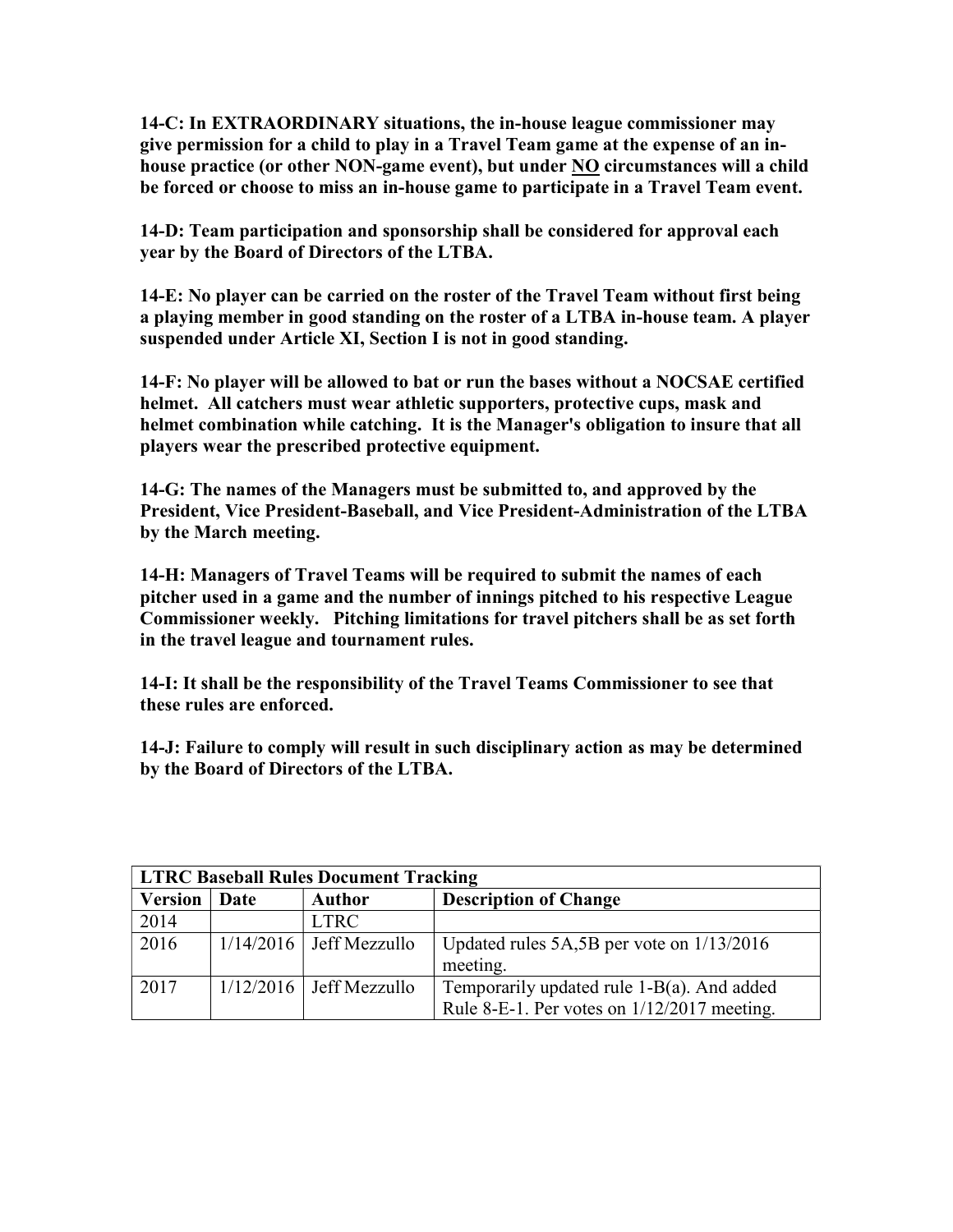**14-C: In EXTRAORDINARY situations, the in-house league commissioner may give permission for a child to play in a Travel Team game at the expense of an in-house practice (or other NON-game event), but under NO circumstances will a child be forced or choose to miss an in-house game to participate in a Travel Team event.**

**14-D: Team participation and sponsorship shall be considered for approval each year by the Board of Directors of the LTBA.**

**14-E: No player can be carried on the roster of the Travel Team without first being a playing member in good standing on the roster of a LTBA in-house team. A player suspended under Article XI, Section I is not in good standing.**

**14-F: No player will be allowed to bat or run the bases without a NOCSAE certified helmet. All catchers must wear athletic supporters, protective cups, mask and helmet combination while catching. It is the Manager's obligation to insure that all players wear the prescribed protective equipment.**

**14-G: The names of the Managers must be submitted to, and approved by the President, Vice President-Baseball, and Vice President-Administration of the LTBA by the March meeting.**

**14-H: Managers of Travel Teams will be required to submit the names of each pitcher used in a game and the number of innings pitched to his respective League Commissioner weekly. Pitching limitations for travel pitchers shall be as set forth in the travel league and tournament rules.**

**14-I: It shall be the responsibility of the Travel Teams Commissioner to see that these rules are enforced.**

**14-J: Failure to comply will result in such disciplinary action as may be determined by the Board of Directors of the LTBA.**

| **LTRC Baseball Rules Document Tracking** | | | |
|---|---|---|---|
| **Version** | **Date** | **Author** | **Description of Change** |
| 2014 | | LTRC | |
| 2016 | 1/14/2016 | Jeff Mezzullo | Updated rules 5A,5B per vote on 1/13/2016 meeting. |
| 2017 | 1/12/2016 | Jeff Mezzullo | Temporarily updated rule 1-B(a). And added Rule 8-E-1. Per votes on 1/12/2017 meeting. |